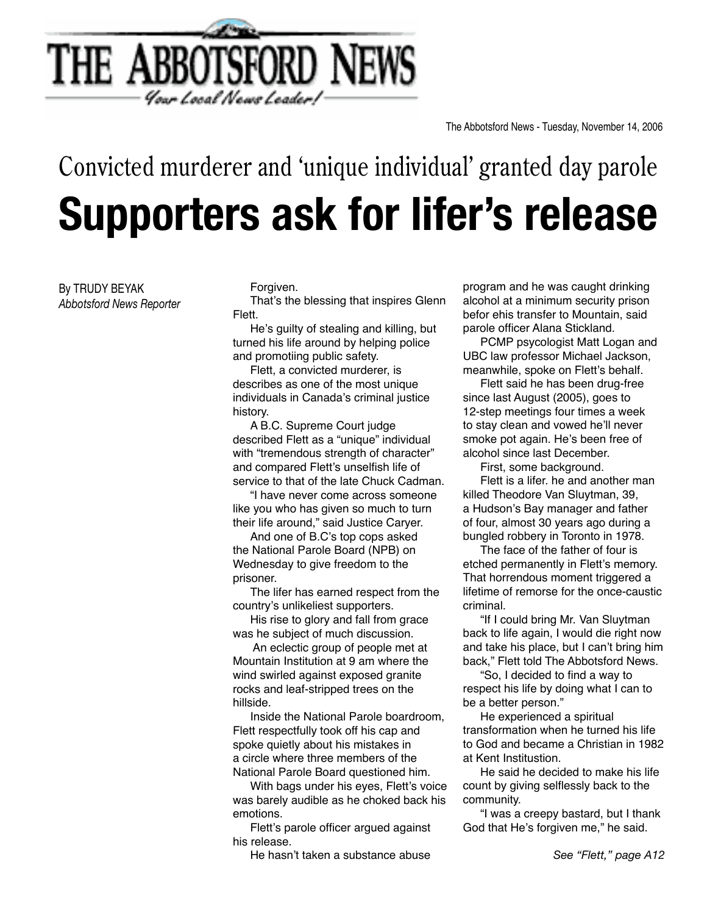# THE ABBOTSFORD NEWS

*Your Local News Leader!*

The Abbotsford News - Tuesday, November 14, 2006

## Convicted murderer and 'unique individual' granted day parole

# Supporters ask for lifer's release

By TRUDY BEYAK
*Abbotsford News Reporter*

Forgiven.

That's the blessing that inspires Glenn Flett.

He's guilty of stealing and killing, but turned his life around by helping police and promotiing public safety.

Flett, a convicted murderer, is describes as one of the most unique individuals in Canada's criminal justice history.

A B.C. Supreme Court judge described Flett as a "unique" individual with "tremendous strength of character" and compared Flett's unselfish life of service to that of the late Chuck Cadman.

"I have never come across someone like you who has given so much to turn their life around," said Justice Caryer.

And one of B.C's top cops asked the National Parole Board (NPB) on Wednesday to give freedom to the prisoner.

The lifer has earned respect from the country's unlikeliest supporters.

His rise to glory and fall from grace was he subject of much discussion.

An eclectic group of people met at Mountain Institution at 9 am where the wind swirled against exposed granite rocks and leaf-stripped trees on the hillside.

Inside the National Parole boardroom, Flett respectfully took off his cap and spoke quietly about his mistakes in a circle where three members of the National Parole Board questioned him.

With bags under his eyes, Flett's voice was barely audible as he choked back his emotions.

Flett's parole officer argued against his release.

He hasn't taken a substance abuse program and he was caught drinking alcohol at a minimum security prison befor ehis transfer to Mountain, said parole officer Alana Stickland.

PCMP psycologist Matt Logan and UBC law professor Michael Jackson, meanwhile, spoke on Flett's behalf.

Flett said he has been drug-free since last August (2005), goes to 12-step meetings four times a week to stay clean and vowed he'll never smoke pot again. He's been free of alcohol since last December.

First, some background.

Flett is a lifer. he and another man killed Theodore Van Sluytman, 39, a Hudson's Bay manager and father of four, almost 30 years ago during a bungled robbery in Toronto in 1978.

The face of the father of four is etched permanently in Flett's memory. That horrendous moment triggered a lifetime of remorse for the once-caustic criminal.

"If I could bring Mr. Van Sluytman back to life again, I would die right now and take his place, but I can't bring him back," Flett told The Abbotsford News.

"So, I decided to find a way to respect his life by doing what I can to be a better person."

He experienced a spiritual transformation when he turned his life to God and became a Christian in 1982 at Kent Institustion.

He said he decided to make his life count by giving selflessly back to the community.

"I was a creepy bastard, but I thank God that He's forgiven me," he said.

*See "Flett," page A12*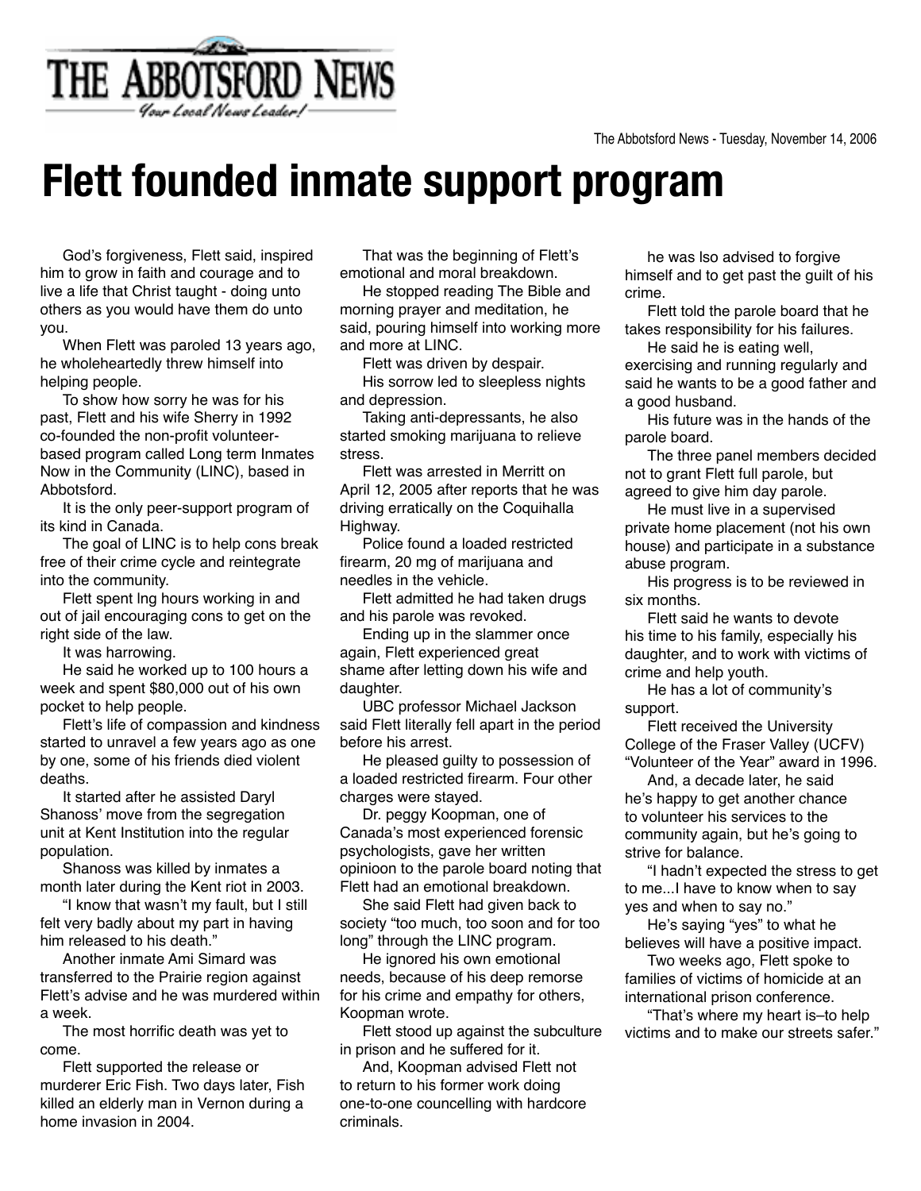The Abbotsford News - Tuesday, November 14, 2006

# Flett founded inmate support program

God's forgiveness, Flett said, inspired him to grow in faith and courage and to live a life that Christ taught - doing unto others as you would have them do unto you.

When Flett was paroled 13 years ago, he wholeheartedly threw himself into helping people.

To show how sorry he was for his past, Flett and his wife Sherry in 1992 co-founded the non-profit volunteer-based program called Long term Inmates Now in the Community (LINC), based in Abbotsford.

It is the only peer-support program of its kind in Canada.

The goal of LINC is to help cons break free of their crime cycle and reintegrate into the community.

Flett spent lng hours working in and out of jail encouraging cons to get on the right side of the law.

It was harrowing.

He said he worked up to 100 hours a week and spent $80,000 out of his own pocket to help people.

Flett's life of compassion and kindness started to unravel a few years ago as one by one, some of his friends died violent deaths.

It started after he assisted Daryl Shanoss' move from the segregation unit at Kent Institution into the regular population.

Shanoss was killed by inmates a month later during the Kent riot in 2003.

"I know that wasn't my fault, but I still felt very badly about my part in having him released to his death."

Another inmate Ami Simard was transferred to the Prairie region against Flett's advise and he was murdered within a week.

The most horrific death was yet to come.

Flett supported the release or murderer Eric Fish. Two days later, Fish killed an elderly man in Vernon during a home invasion in 2004.

That was the beginning of Flett's emotional and moral breakdown.

He stopped reading The Bible and morning prayer and meditation, he said, pouring himself into working more and more at LINC.

Flett was driven by despair.

His sorrow led to sleepless nights and depression.

Taking anti-depressants, he also started smoking marijuana to relieve stress.

Flett was arrested in Merritt on April 12, 2005 after reports that he was driving erratically on the Coquihalla Highway.

Police found a loaded restricted firearm, 20 mg of marijuana and needles in the vehicle.

Flett admitted he had taken drugs and his parole was revoked.

Ending up in the slammer once again, Flett experienced great shame after letting down his wife and daughter.

UBC professor Michael Jackson said Flett literally fell apart in the period before his arrest.

He pleased guilty to possession of a loaded restricted firearm. Four other charges were stayed.

Dr. peggy Koopman, one of Canada's most experienced forensic psychologists, gave her written opinioon to the parole board noting that Flett had an emotional breakdown.

She said Flett had given back to society "too much, too soon and for too long" through the LINC program.

He ignored his own emotional needs, because of his deep remorse for his crime and empathy for others, Koopman wrote.

Flett stood up against the subculture in prison and he suffered for it.

And, Koopman advised Flett not to return to his former work doing one-to-one councelling with hardcore criminals.

he was lso advised to forgive himself and to get past the guilt of his crime.

Flett told the parole board that he takes responsibility for his failures.

He said he is eating well, exercising and running regularly and said he wants to be a good father and a good husband.

His future was in the hands of the parole board.

The three panel members decided not to grant Flett full parole, but agreed to give him day parole.

He must live in a supervised private home placement (not his own house) and participate in a substance abuse program.

His progress is to be reviewed in six months.

Flett said he wants to devote his time to his family, especially his daughter, and to work with victims of crime and help youth.

He has a lot of community's support.

Flett received the University College of the Fraser Valley (UCFV) "Volunteer of the Year" award in 1996.

And, a decade later, he said he's happy to get another chance to volunteer his services to the community again, but he's going to strive for balance.

"I hadn't expected the stress to get to me...I have to know when to say yes and when to say no."

He's saying "yes" to what he believes will have a positive impact.

Two weeks ago, Flett spoke to families of victims of homicide at an international prison conference.

"That's where my heart is–to help victims and to make our streets safer."